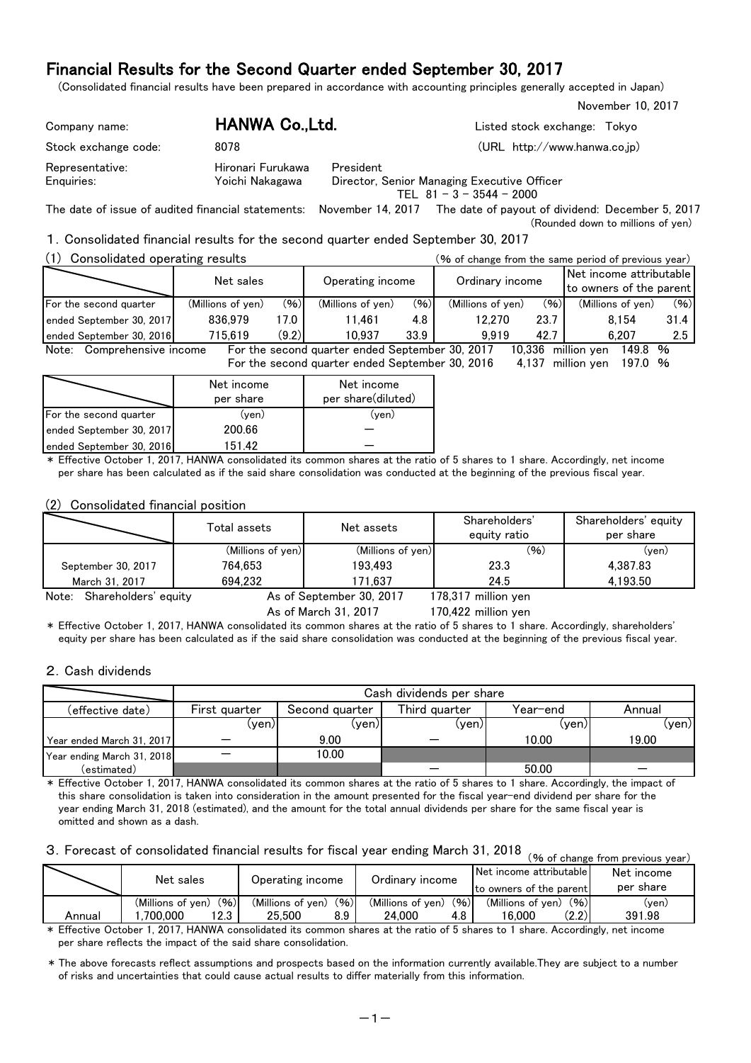# Financial Results for the Second Quarter ended September 30, 2017

(Consolidated financial results have been prepared in accordance with accounting principles generally accepted in Japan)

November 10, 2017

| | | | |
|---|---|---|---|
| Company name: | **HANWA Co.,Ltd.** | | Listed stock exchange: Tokyo |
| Stock exchange code: | 8078 | | (URL http://www.hanwa.co.jp) |
| Representative: | Hironari Furukawa | President | |
| Enquiries: | Yoichi Nakagawa | Director, Senior Managing Executive Officer<br>TEL 81 - 3 - 3544 - 2000 | |

The date of issue of audited financial statements: November 14, 2017 The date of payout of dividend: December 5, 2017

(Rounded down to millions of yen)

## 1. Consolidated financial results for the second quarter ended September 30, 2017

### (1) Consolidated operating results

(% of change from the same period of previous year)

| | Net sales | | Operating income | | Ordinary income | | Net income attributable to owners of the parent | |
|---|---|---|---|---|---|---|---|---|
| For the second quarter | (Millions of yen) | (%) | (Millions of yen) | (%) | (Millions of yen) | (%) | (Millions of yen) | (%) |
| ended September 30, 2017 | 836,979 | 17.0 | 11,461 | 4.8 | 12,270 | 23.7 | 8,154 | 31.4 |
| ended September 30, 2016 | 715,619 | (9.2) | 10,937 | 33.9 | 9,919 | 42.7 | 6,207 | 2.5 |

Note: Comprehensive income For the second quarter ended September 30, 2017 10,336 million yen 149.8 %
For the second quarter ended September 30, 2016 4,137 million yen 197.0 %

| | Net income per share | Net income per share(diluted) |
|---|---|---|
| For the second quarter | (yen) | (yen) |
| ended September 30, 2017 | 200.66 | — |
| ended September 30, 2016 | 151.42 | — |

* Effective October 1, 2017, HANWA consolidated its common shares at the ratio of 5 shares to 1 share. Accordingly, net income per share has been calculated as if the said share consolidation was conducted at the beginning of the previous fiscal year.

### (2) Consolidated financial position

| | Total assets | Net assets | Shareholders' equity ratio | Shareholders' equity per share |
|---|---|---|---|---|
| | (Millions of yen) | (Millions of yen) | (%) | (yen) |
| September 30, 2017 | 764,653 | 193,493 | 23.3 | 4,387.83 |
| March 31, 2017 | 694,232 | 171,637 | 24.5 | 4,193.50 |

Note: Shareholders' equity As of September 30, 2017 178,317 million yen
As of March 31, 2017 170,422 million yen

* Effective October 1, 2017, HANWA consolidated its common shares at the ratio of 5 shares to 1 share. Accordingly, shareholders' equity per share has been calculated as if the said share consolidation was conducted at the beginning of the previous fiscal year.

## 2. Cash dividends

| | Cash dividends per share | | | | |
|---|---|---|---|---|---|
| (effective date) | First quarter | Second quarter | Third quarter | Year-end | Annual |
| | (yen) | (yen) | (yen) | (yen) | (yen) |
| Year ended March 31, 2017 | — | 9.00 | — | 10.00 | 19.00 |
| Year ending March 31, 2018 | — | 10.00 | | | |
| (estimated) | | | — | 50.00 | — |

* Effective October 1, 2017, HANWA consolidated its common shares at the ratio of 5 shares to 1 share. Accordingly, the impact of this share consolidation is taken into consideration in the amount presented for the fiscal year-end dividend per share for the year ending March 31, 2018 (estimated), and the amount for the total annual dividends per share for the same fiscal year is omitted and shown as a dash.

## 3. Forecast of consolidated financial results for fiscal year ending March 31, 2018

(% of change from previous year)

| | Net sales | | Operating income | | Ordinary income | | Net income attributable to owners of the parent | | Net income per share |
|---|---|---|---|---|---|---|---|---|---|
| | (Millions of yen) | (%) | (Millions of yen) | (%) | (Millions of yen) | (%) | (Millions of yen) | (%) | (yen) |
| Annual | 1,700,000 | 12.3 | 25,500 | 8.9 | 24,000 | 4.8 | 16,000 | (2.2) | 391.98 |

* Effective October 1, 2017, HANWA consolidated its common shares at the ratio of 5 shares to 1 share. Accordingly, net income per share reflects the impact of the said share consolidation.

* The above forecasts reflect assumptions and prospects based on the information currently available.They are subject to a number of risks and uncertainties that could cause actual results to differ materially from this information.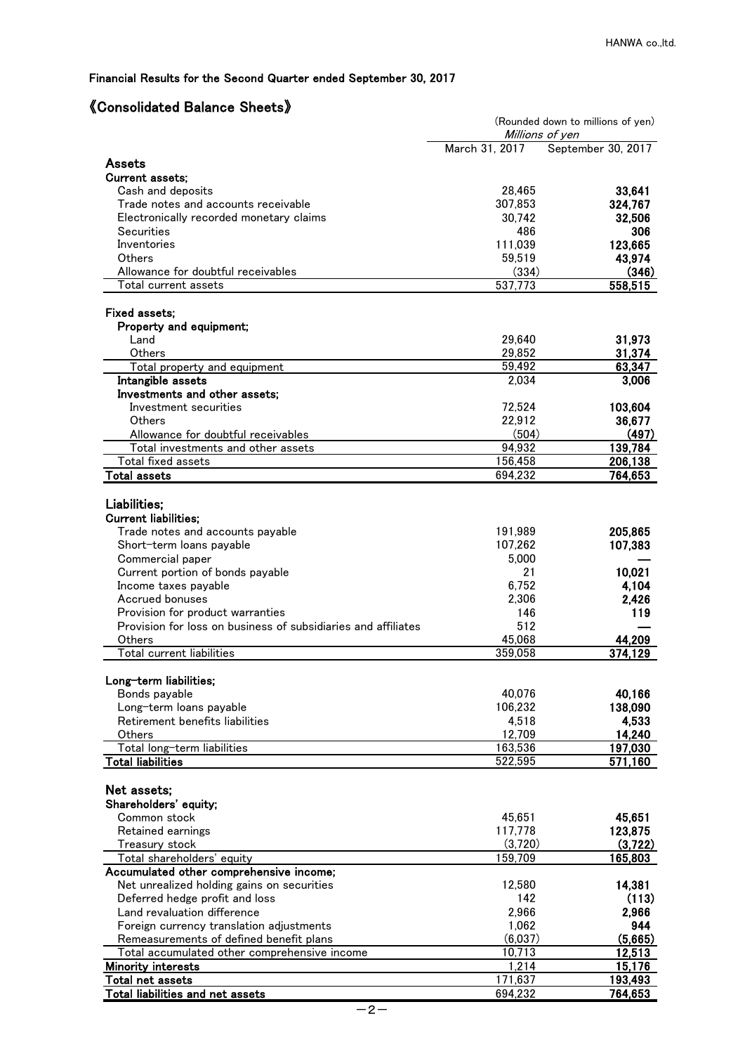Financial Results for the Second Quarter ended September 30, 2017

## 《Consolidated Balance Sheets》

(Rounded down to millions of yen)

| | Millions of yen | |
|---|---|---|
| | March 31, 2017 | September 30, 2017 |
| **Assets** | | |
| **Current assets;** | | |
| Cash and deposits | 28,465 | **33,641** |
| Trade notes and accounts receivable | 307,853 | **324,767** |
| Electronically recorded monetary claims | 30,742 | **32,506** |
| Securities | 486 | **306** |
| Inventories | 111,039 | **123,665** |
| Others | 59,519 | **43,974** |
| Allowance for doubtful receivables | (334) | **(346)** |
| Total current assets | 537,773 | **558,515** |
| **Fixed assets;** | | |
| **Property and equipment;** | | |
| Land | 29,640 | **31,973** |
| Others | 29,852 | **31,374** |
| Total property and equipment | 59,492 | **63,347** |
| **Intangible assets** | 2,034 | **3,006** |
| **Investments and other assets;** | | |
| Investment securities | 72,524 | **103,604** |
| Others | 22,912 | **36,677** |
| Allowance for doubtful receivables | (504) | **(497)** |
| Total investments and other assets | 94,932 | **139,784** |
| Total fixed assets | 156,458 | **206,138** |
| **Total assets** | 694,232 | **764,653** |
| **Liabilities;** | | |
| **Current liabilities;** | | |
| Trade notes and accounts payable | 191,989 | **205,865** |
| Short-term loans payable | 107,262 | **107,383** |
| Commercial paper | 5,000 | **—** |
| Current portion of bonds payable | 21 | **10,021** |
| Income taxes payable | 6,752 | **4,104** |
| Accrued bonuses | 2,306 | **2,426** |
| Provision for product warranties | 146 | **119** |
| Provision for loss on business of subsidiaries and affiliates | 512 | **—** |
| Others | 45,068 | **44,209** |
| Total current liabilities | 359,058 | **374,129** |
| **Long-term liabilities;** | | |
| Bonds payable | 40,076 | **40,166** |
| Long-term loans payable | 106,232 | **138,090** |
| Retirement benefits liabilities | 4,518 | **4,533** |
| Others | 12,709 | **14,240** |
| Total long-term liabilities | 163,536 | **197,030** |
| **Total liabilities** | 522,595 | **571,160** |
| **Net assets;** | | |
| **Shareholders' equity;** | | |
| Common stock | 45,651 | **45,651** |
| Retained earnings | 117,778 | **123,875** |
| Treasury stock | (3,720) | **(3,722)** |
| Total shareholders' equity | 159,709 | **165,803** |
| **Accumulated other comprehensive income;** | | |
| Net unrealized holding gains on securities | 12,580 | **14,381** |
| Deferred hedge profit and loss | 142 | **(113)** |
| Land revaluation difference | 2,966 | **2,966** |
| Foreign currency translation adjustments | 1,062 | **944** |
| Remeasurements of defined benefit plans | (6,037) | **(5,665)** |
| Total accumulated other comprehensive income | 10,713 | **12,513** |
| **Minority interests** | 1,214 | **15,176** |
| **Total net assets** | 171,637 | **193,493** |
| **Total liabilities and net assets** | 694,232 | **764,653** |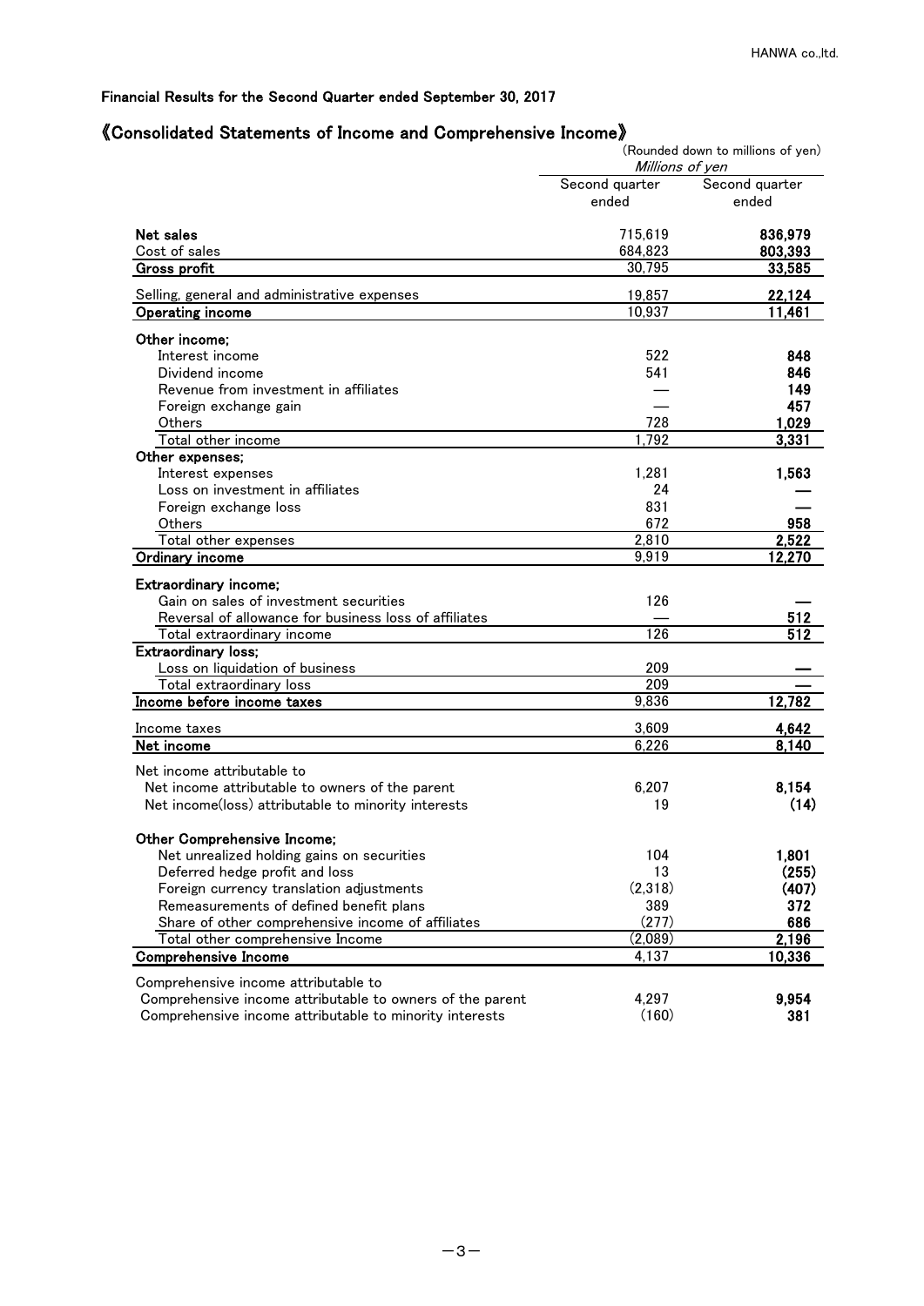Financial Results for the Second Quarter ended September 30, 2017

## 《Consolidated Statements of Income and Comprehensive Income》

(Rounded down to millions of yen)

| | *Millions of yen* | |
|---|---|---|
| | Second quarter ended | Second quarter ended |
| **Net sales** | 715,619 | **836,979** |
| Cost of sales | 684,823 | **803,393** |
| **Gross profit** | 30,795 | **33,585** |
| Selling, general and administrative expenses | 19,857 | **22,124** |
| **Operating income** | 10,937 | **11,461** |
| **Other income;** | | |
| Interest income | 522 | **848** |
| Dividend income | 541 | **846** |
| Revenue from investment in affiliates | — | **149** |
| Foreign exchange gain | — | **457** |
| Others | 728 | **1,029** |
| Total other income | 1,792 | **3,331** |
| **Other expenses;** | | |
| Interest expenses | 1,281 | **1,563** |
| Loss on investment in affiliates | 24 | **—** |
| Foreign exchange loss | 831 | **—** |
| Others | 672 | **958** |
| Total other expenses | 2,810 | **2,522** |
| **Ordinary income** | 9,919 | **12,270** |
| **Extraordinary income;** | | |
| Gain on sales of investment securities | 126 | **—** |
| Reversal of allowance for business loss of affiliates | — | **512** |
| Total extraordinary income | 126 | **512** |
| **Extraordinary loss;** | | |
| Loss on liquidation of business | 209 | **—** |
| Total extraordinary loss | 209 | **—** |
| **Income before income taxes** | 9,836 | **12,782** |
| Income taxes | 3,609 | **4,642** |
| **Net income** | 6,226 | **8,140** |
| Net income attributable to | | |
| Net income attributable to owners of the parent | 6,207 | **8,154** |
| Net income(loss) attributable to minority interests | 19 | **(14)** |
| **Other Comprehensive Income;** | | |
| Net unrealized holding gains on securities | 104 | **1,801** |
| Deferred hedge profit and loss | 13 | **(255)** |
| Foreign currency translation adjustments | (2,318) | **(407)** |
| Remeasurements of defined benefit plans | 389 | **372** |
| Share of other comprehensive income of affiliates | (277) | **686** |
| Total other comprehensive Income | (2,089) | **2,196** |
| **Comprehensive Income** | 4,137 | **10,336** |
| Comprehensive income attributable to | | |
| Comprehensive income attributable to owners of the parent | 4,297 | **9,954** |
| Comprehensive income attributable to minority interests | (160) | **381** |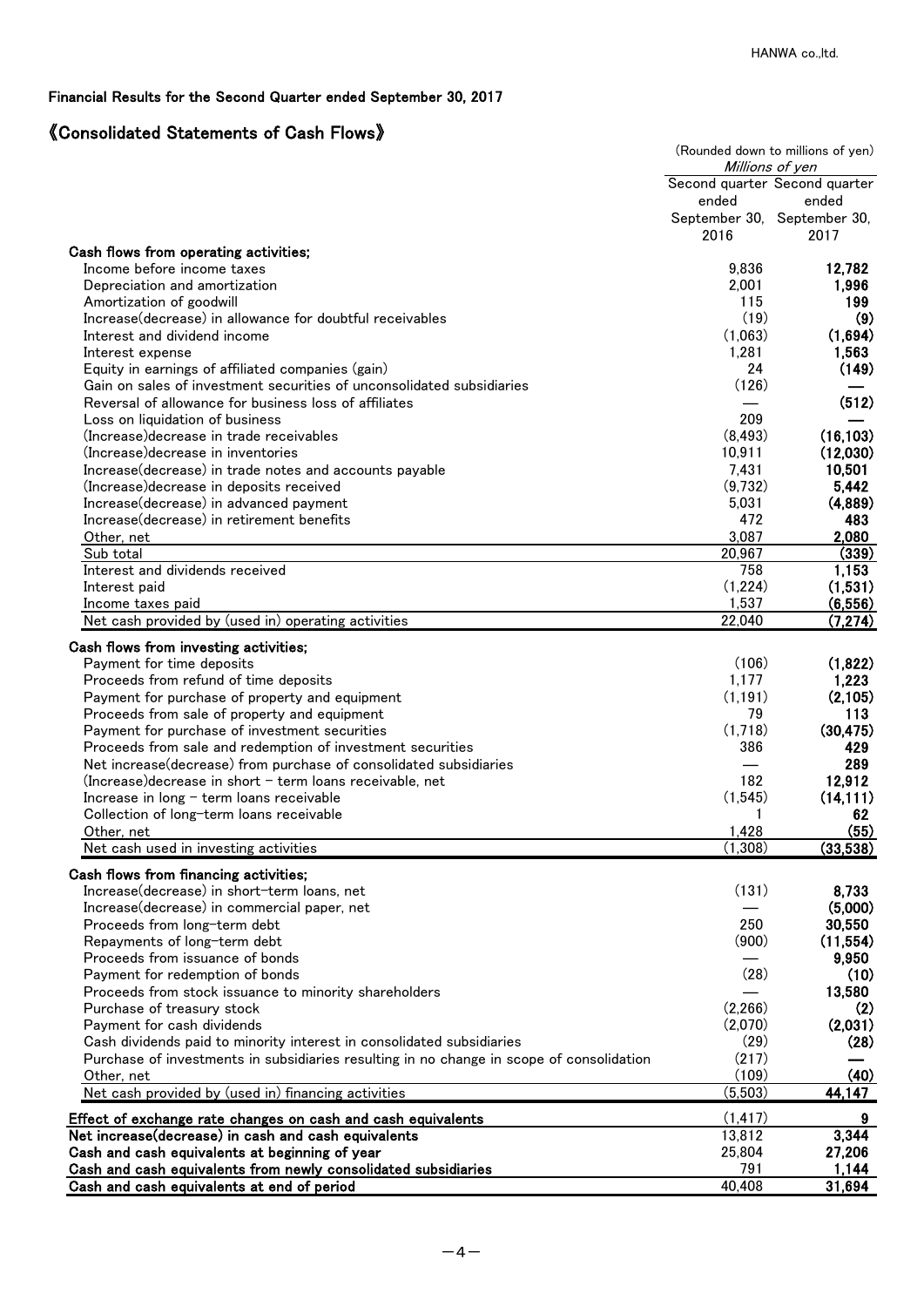HANWA co.,ltd.

Financial Results for the Second Quarter ended September 30, 2017

## 《Consolidated Statements of Cash Flows》

(Rounded down to millions of yen)

| | *Millions of yen* | |
|---|---|---|
| | Second quarter ended September 30, 2016 | Second quarter ended September 30, 2017 |
| **Cash flows from operating activities;** | | |
| Income before income taxes | 9,836 | **12,782** |
| Depreciation and amortization | 2,001 | **1,996** |
| Amortization of goodwill | 115 | **199** |
| Increase(decrease) in allowance for doubtful receivables | (19) | **(9)** |
| Interest and dividend income | (1,063) | **(1,694)** |
| Interest expense | 1,281 | **1,563** |
| Equity in earnings of affiliated companies (gain) | 24 | **(149)** |
| Gain on sales of investment securities of unconsolidated subsidiaries | (126) | **—** |
| Reversal of allowance for business loss of affiliates | — | **(512)** |
| Loss on liquidation of business | 209 | **—** |
| (Increase)decrease in trade receivables | (8,493) | **(16,103)** |
| (Increase)decrease in inventories | 10,911 | **(12,030)** |
| Increase(decrease) in trade notes and accounts payable | 7,431 | **10,501** |
| (Increase)decrease in deposits received | (9,732) | **5,442** |
| Increase(decrease) in advanced payment | 5,031 | **(4,889)** |
| Increase(decrease) in retirement benefits | 472 | **483** |
| Other, net | 3,087 | **2,080** |
| Sub total | 20,967 | **(339)** |
| Interest and dividends received | 758 | **1,153** |
| Interest paid | (1,224) | **(1,531)** |
| Income taxes paid | 1,537 | **(6,556)** |
| Net cash provided by (used in) operating activities | 22,040 | **(7,274)** |
| **Cash flows from investing activities;** | | |
| Payment for time deposits | (106) | **(1,822)** |
| Proceeds from refund of time deposits | 1,177 | **1,223** |
| Payment for purchase of property and equipment | (1,191) | **(2,105)** |
| Proceeds from sale of property and equipment | 79 | **113** |
| Payment for purchase of investment securities | (1,718) | **(30,475)** |
| Proceeds from sale and redemption of investment securities | 386 | **429** |
| Net increase(decrease) from purchase of consolidated subsidiaries | — | **289** |
| (Increase)decrease in short - term loans receivable, net | 182 | **12,912** |
| Increase in long - term loans receivable | (1,545) | **(14,111)** |
| Collection of long-term loans receivable | 1 | **62** |
| Other, net | 1,428 | **(55)** |
| Net cash used in investing activities | (1,308) | **(33,538)** |
| **Cash flows from financing activities;** | | |
| Increase(decrease) in short-term loans, net | (131) | **8,733** |
| Increase(decrease) in commercial paper, net | — | **(5,000)** |
| Proceeds from long-term debt | 250 | **30,550** |
| Repayments of long-term debt | (900) | **(11,554)** |
| Proceeds from issuance of bonds | — | **9,950** |
| Payment for redemption of bonds | (28) | **(10)** |
| Proceeds from stock issuance to minority shareholders | — | **13,580** |
| Purchase of treasury stock | (2,266) | **(2)** |
| Payment for cash dividends | (2,070) | **(2,031)** |
| Cash dividends paid to minority interest in consolidated subsidiaries | (29) | **(28)** |
| Purchase of investments in subsidiaries resulting in no change in scope of consolidation | (217) | **—** |
| Other, net | (109) | **(40)** |
| Net cash provided by (used in) financing activities | (5,503) | **44,147** |
| **Effect of exchange rate changes on cash and cash equivalents** | (1,417) | **9** |
| **Net increase(decrease) in cash and cash equivalents** | 13,812 | **3,344** |
| **Cash and cash equivalents at beginning of year** | 25,804 | **27,206** |
| **Cash and cash equivalents from newly consolidated subsidiaries** | 791 | **1,144** |
| **Cash and cash equivalents at end of period** | 40,408 | **31,694** |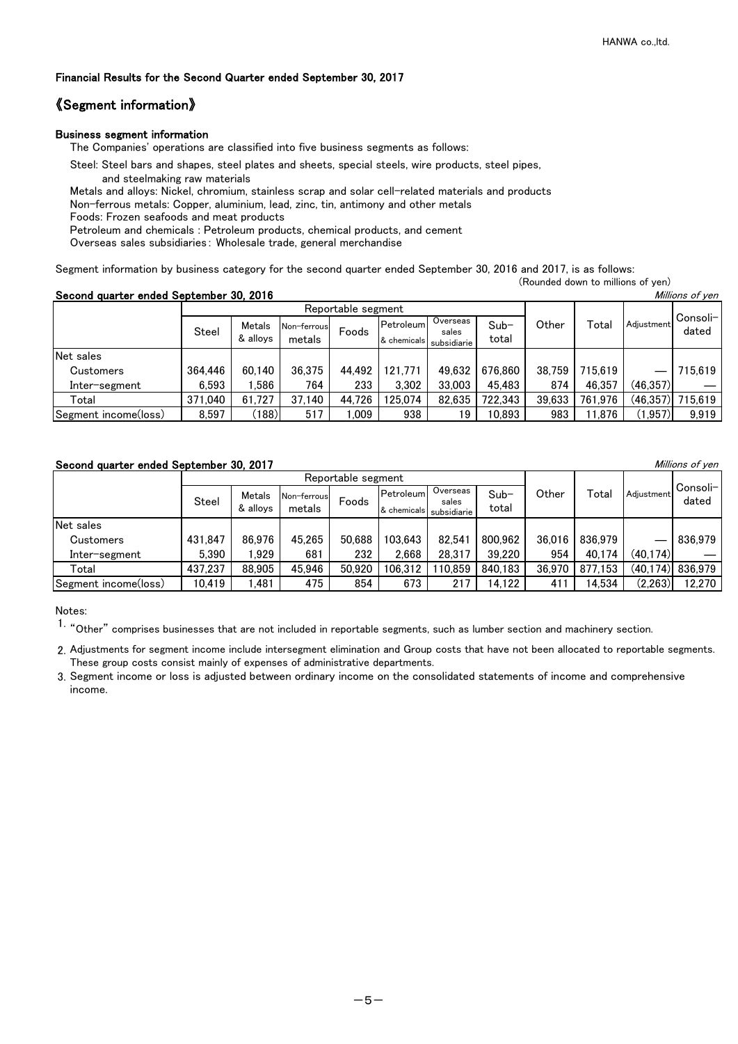HANWA co.,ltd.

**Financial Results for the Second Quarter ended September 30, 2017**

## 《Segment information》

**Business segment information**

The Companies' operations are classified into five business segments as follows:

Steel: Steel bars and shapes, steel plates and sheets, special steels, wire products, steel pipes, and steelmaking raw materials

Metals and alloys: Nickel, chromium, stainless scrap and solar cell-related materials and products

Non-ferrous metals: Copper, aluminium, lead, zinc, tin, antimony and other metals

Foods: Frozen seafoods and meat products

Petroleum and chemicals : Petroleum products, chemical products, and cement

Overseas sales subsidiaries : Wholesale trade, general merchandise

Segment information by business category for the second quarter ended September 30, 2016 and 2017, is as follows:

(Rounded down to millions of yen)

**Second quarter ended September 30, 2016**

*Millions of yen*

| | Reportable segment | | | | | | | Other | Total | Adjustment | Consoli-dated |
|---|---|---|---|---|---|---|---|---|---|---|---|
| | Steel | Metals & alloys | Non-ferrous metals | Foods | Petroleum & chemicals | Overseas sales subsidiarie | Sub-total | | | | |
| Net sales | | | | | | | | | | | |
| Customers | 364,446 | 60,140 | 36,375 | 44,492 | 121,771 | 49,632 | 676,860 | 38,759 | 715,619 | — | 715,619 |
| Inter-segment | 6,593 | 1,586 | 764 | 233 | 3,302 | 33,003 | 45,483 | 874 | 46,357 | (46,357) | — |
| Total | 371,040 | 61,727 | 37,140 | 44,726 | 125,074 | 82,635 | 722,343 | 39,633 | 761,976 | (46,357) | 715,619 |
| Segment income(loss) | 8,597 | (188) | 517 | 1,009 | 938 | 19 | 10,893 | 983 | 11,876 | (1,957) | 9,919 |

**Second quarter ended September 30, 2017**

*Millions of yen*

| | Reportable segment | | | | | | | Other | Total | Adjustment | Consoli-dated |
|---|---|---|---|---|---|---|---|---|---|---|---|
| | Steel | Metals & alloys | Non-ferrous metals | Foods | Petroleum & chemicals | Overseas sales subsidiarie | Sub-total | | | | |
| Net sales | | | | | | | | | | | |
| Customers | 431,847 | 86,976 | 45,265 | 50,688 | 103,643 | 82,541 | 800,962 | 36,016 | 836,979 | — | 836,979 |
| Inter-segment | 5,390 | 1,929 | 681 | 232 | 2,668 | 28,317 | 39,220 | 954 | 40,174 | (40,174) | — |
| Total | 437,237 | 88,905 | 45,946 | 50,920 | 106,312 | 110,859 | 840,183 | 36,970 | 877,153 | (40,174) | 836,979 |
| Segment income(loss) | 10,419 | 1,481 | 475 | 854 | 673 | 217 | 14,122 | 411 | 14,534 | (2,263) | 12,270 |

Notes:

1. "Other" comprises businesses that are not included in reportable segments, such as lumber section and machinery section.
2. Adjustments for segment income include intersegment elimination and Group costs that have not been allocated to reportable segments. These group costs consist mainly of expenses of administrative departments.
3. Segment income or loss is adjusted between ordinary income on the consolidated statements of income and comprehensive income.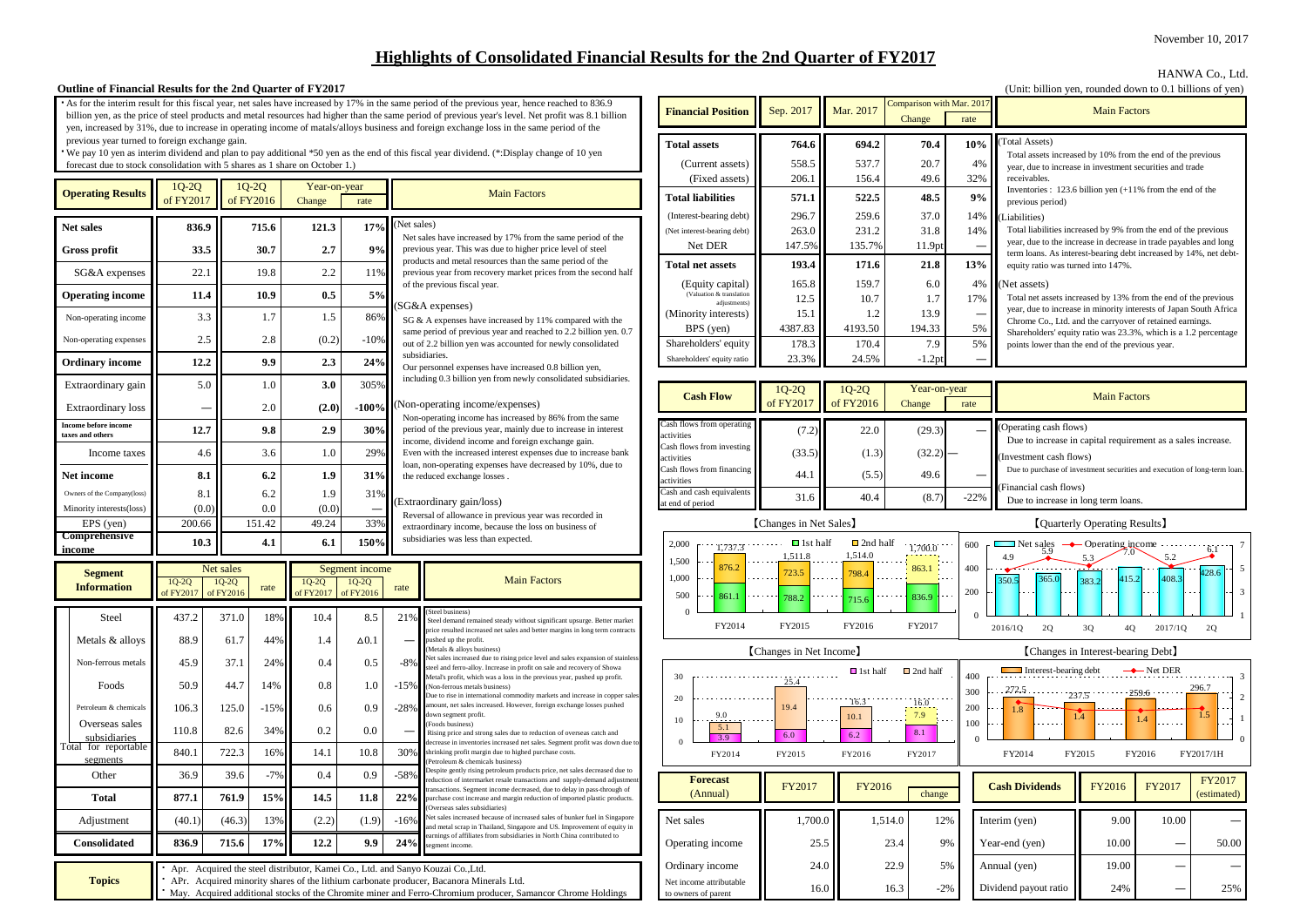November 10, 2017

# Highlights of Consolidated Financial Results for the 2nd Quarter of FY2017

HANWA Co., Ltd.

(Unit: billion yen, rounded down to 0.1 billions of yen)

## Outline of Financial Results for the 2nd Quarter of FY2017

- As for the interim result for this fiscal year, net sales have increased by 17% in the same period of the previous year, hence reached to 836.9 billion yen, as the price of steel products and metal resources had higher than the same period of previous year's level. Net profit was 8.1 billion yen, increased by 31%, due to increase in operation income of matals/alloys business and foreign exchange loss in the same period of the previous year turned to foreign exchange gain.
- We pay 10 yen as interim dividend and plan to pay additional *50 yen as the end of this fiscal year dividend. (*:Display change of 10 yen forecast due to stock consolidation with 5 shares as 1 share on October 1.)

| Operating Results | 1Q-2Q of FY2017 | 1Q-2Q of FY2016 | Year-on-year Change | rate |
|---|---|---|---|---|
| Net sales | 836.9 | 715.6 | 121.3 | 17% |
| Gross profit | 33.5 | 30.7 | 2.7 | 9% |
| SG&A expenses | 22.1 | 19.8 | 2.2 | 11% |
| Operating income | 11.4 | 10.9 | 0.5 | 5% |
| Non-operating income | 3.3 | 1.7 | 1.5 | 86% |
| Non-operating expenses | 2.5 | 2.8 | (0.2) | -10% |
| Ordinary income | 12.2 | 9.9 | 2.3 | 24% |
| Extraordinary gain | 5.0 | 1.0 | 3.0 | 305% |
| Extraordinary loss | — | 2.0 | (2.0) | -100% |
| Income before income taxes and others | 12.7 | 9.8 | 2.9 | 30% |
| Income taxes | 4.6 | 3.6 | 1.0 | 29% |
| Net income | 8.1 | 6.2 | 1.9 | 31% |
| Owners of the Company(loss) | 8.1 | 6.2 | 1.9 | 31% |
| Minority interests(loss) | (0.0) | 0.0 | (0.0) | — |
| EPS (yen) | 200.66 | 151.42 | 49.24 | 33% |
| Comprehensive income | 10.3 | 4.1 | 6.1 | 150% |

**Main Factors**

(Net sales)
Net sales have increased by 17% from the same period of the previous year. This was due to higher price level of steel products and metal resources than the same period of the previous year from recovery market prices from the second half of the previous fiscal year.

(SG&A expenses)
SG & A expenses have increased by 11% compared with the same period of previous year and reached to 2.2 billion yen. 0.7 out of 2.2 billion yen was accounted for newly consolidated subsidiaries.
Our personnel expenses have increased 0.8 billion yen, including 0.3 billion yen from newly consolidated subsidiaries.

(Non-operating income/expenses)
Non-operating income has increased by 86% from the same period of the previous year, mainly due to increase in interest income, dividend income and foreign exchange gain.
Even with the increased interest expenses due to increase bank loan, non-operating expenses have decreased by 10%, due to the reduced exchange losses .

(Extraordinary gain/loss)
Reversal of allowance in previous year was recorded in extraordinary income, because the loss on business of subsidiaries was less than expected.

| Segment Information | Net sales 1Q-2Q of FY2017 | Net sales 1Q-2Q of FY2016 | rate | Segment income 1Q-2Q of FY2017 | Segment income 1Q-2Q of FY2016 | rate |
|---|---|---|---|---|---|---|
| Steel | 437.2 | 371.0 | 18% | 10.4 | 8.5 | 21% |
| Metals & alloys | 88.9 | 61.7 | 44% | 1.4 | Δ0.1 | — |
| Non-ferrous metals | 45.9 | 37.1 | 24% | 0.4 | 0.5 | -8% |
| Foods | 50.9 | 44.7 | 14% | 0.8 | 1.0 | -15% |
| Petroleum & chemicals | 106.3 | 125.0 | -15% | 0.6 | 0.9 | -28% |
| Overseas sales subsidiaries | 110.8 | 82.6 | 34% | 0.2 | 0.0 | — |
| Total for reportable segments | 840.1 | 722.3 | 16% | 14.1 | 10.8 | 30% |
| Other | 36.9 | 39.6 | -7% | 0.4 | 0.9 | -58% |
| Total | 877.1 | 761.9 | 15% | 14.5 | 11.8 | 22% |
| Adjustment | (40.1) | (46.3) | 13% | (2.2) | (1.9) | -16% |
| Consolidated | 836.9 | 715.6 | 17% | 12.2 | 9.9 | 24% |

**Main Factors**

(Steel business)
Steel demand remained steady without significant upsurge. Better market price resulted increased net sales and better margins in long term contracts pushed up the profit.
(Metals & alloys business)
Net sales increased due to rising price level and sales expansion of stainless steel and ferro-alloy. Increase in profit on sale and recovery of Showa Metal's profit, which was a loss in the previous year, pushed up profit.
(Non-ferrous metals business)
Due to rise in international commodity markets and increase in copper sales amount, net sales increased. However, foreign exchange losses pushed down segment profit.
(Foods business)
Rising price and strong sales due to reduction of overseas catch and decrease in inventories increased net sales. Segment profit was down due to shrinking profit margin due to highed purchase costs.
(Petroleum & chemicals business)
Despite gently rising petroleum products price, net sales decreased due to reduction of intermarket resale transactions and supply-demand adjustment transactions. Segment income decreased, due to delay in pass-through of purchase cost increase and margin reduction of imported plastic products.
(Overseas sales subsidiaries)
Net sales increased because of increased sales of bunker fuel in Singapore and metal scrap in Thailand, Singapore and US. Improvement of equity in earnings of affiliates from subsidiaries in North China contributed to segment income.

**Topics**

- Apr. Acquired the steel distributor, Kamei Co., Ltd. and Sanyo Kouzai Co.,Ltd.
- APr. Acquired minority shares of the lithium carbonate producer, Bacanora Minerals Ltd.
- May. Acquired additional stocks of the Chromite miner and Ferro-Chromium producer, Samancor Chrome Holdings

| Financial Position | Sep. 2017 | Mar. 2017 | Comparison with Mar. 2017 Change | rate |
|---|---|---|---|---|
| Total assets | 764.6 | 694.2 | 70.4 | 10% |
| (Current assets) | 558.5 | 537.7 | 20.7 | 4% |
| (Fixed assets) | 206.1 | 156.4 | 49.6 | 32% |
| Total liabilities | 571.1 | 522.5 | 48.5 | 9% |
| (Interest-bearing debt) | 296.7 | 259.6 | 37.0 | 14% |
| (Net interest-bearing debt) | 263.0 | 231.2 | 31.8 | 14% |
| Net DER | 147.5% | 135.7% | 11.9pt | — |
| Total net assets | 193.4 | 171.6 | 21.8 | 13% |
| (Equity capital) | 165.8 | 159.7 | 6.0 | 4% |
| (Valuation & translation adjustments) | 12.5 | 10.7 | 1.7 | 17% |
| (Minority interests) | 15.1 | 1.2 | 13.9 | — |
| BPS (yen) | 4387.83 | 4193.50 | 194.33 | 5% |
| Shareholders' equity | 178.3 | 170.4 | 7.9 | 5% |
| Shareholders' equity ratio | 23.3% | 24.5% | -1.2pt | — |

**Main Factors**

(Total Assets)
Total assets increased by 10% from the end of the previous year, due to increase in investment securities and trade receivables.
Inventories : 123.6 billion yen (+11% from the end of the previous period)

(Liabilities)
Total liabilities increased by 9% from the end of the previous year, due to the increase in decrease in trade payables and long term loans. As interest-bearing debt increased by 14%, net debt-equity ratio was turned into 147%.

(Net assets)
Total net assets increased by 13% from the end of the previous year, due to increase in minority interests of Japan South Africa Chrome Co., Ltd. and the carryover of retained earnings.
Shareholders' equity ratio was 23.3%, which is a 1.2 percentage points lower than the end of the previous year.

| Cash Flow | 1Q-2Q of FY2017 | 1Q-2Q of FY2016 | Year-on-year Change | rate |
|---|---|---|---|---|
| Cash flows from operating activities | (7.2) | 22.0 | (29.3) | — |
| Cash flows from investing activities | (33.5) | (1.3) | (32.2) | — |
| Cash flows from financing activities | 44.1 | (5.5) | 49.6 | — |
| Cash and cash equivalents at end of period | 31.6 | 40.4 | (8.7) | -22% |

**Main Factors**

(Operating cash flows)
Due to increase in capital requirement as a sales increase.
(Investment cash flows)
Due to purchase of investment securities and execution of long-term loan.
(Financial cash flows)
Due to increase in long term loans.

【Changes in Net Sales】
1st half / 2nd half
FY2014: 861.1, 876.2, 1,737.3
FY2015: 788.2, 723.5, 1,511.8
FY2016: 715.6, 798.4, 1,514.0
FY2017: 836.9, 863.1, 1,700.0

【Quarterly Operating Results】
Net sales / Operating income
2016/1Q: 350.5, 4.9
2Q: 365.0, 5.9
3Q: 383.2, 5.3
4Q: 415.2, 7.0
2017/1Q: 408.3, 5.2
2Q: 428.6, 6.1

【Changes in Net Income】
1st half / 2nd half
FY2014: 3.9, 5.1, 9.0
FY2015: 6.0, 19.4, 25.4
FY2016: 6.2, 10.1, 16.3
FY2017: 8.1, 7.9, 16.0

【Changes in Interest-bearing Debt】
Interest-bearing debt / Net DER
FY2014: 272.5, 1.8
FY2015: 237.5, 1.4
FY2016: 259.6, 1.4
FY2017/1H: 296.7, 1.5

| Forecast (Annual) | FY2017 | FY2016 | change |
|---|---|---|---|
| Net sales | 1,700.0 | 1,514.0 | 12% |
| Operating income | 25.5 | 23.4 | 9% |
| Ordinary income | 24.0 | 22.9 | 5% |
| Net income attributable to owners of parent | 16.0 | 16.3 | -2% |

| Cash Dividends | FY2016 | FY2017 | FY2017 (estimated) |
|---|---|---|---|
| Interim (yen) | 9.00 | 10.00 | — |
| Year-end (yen) | 10.00 | — | 50.00 |
| Annual (yen) | 19.00 | — | — |
| Dividend payout ratio | 24% | — | 25% |